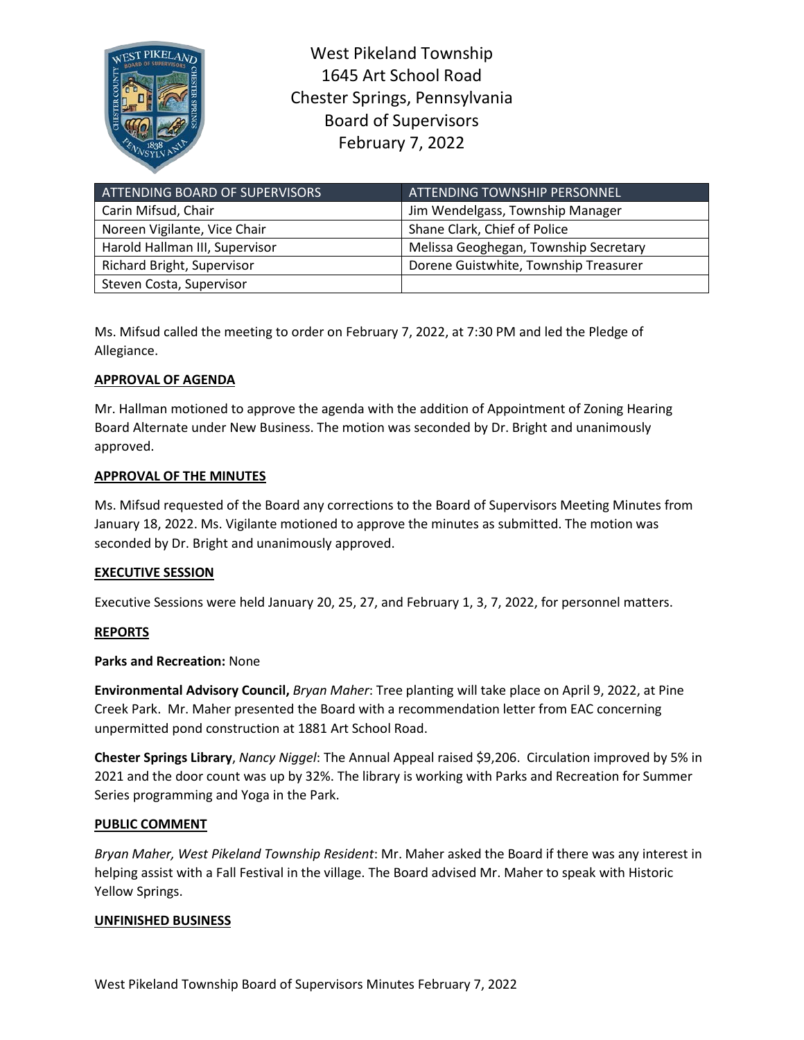# West Pikeland Township
## 1645 Art School Road
## Chester Springs, Pennsylvania
## Board of Supervisors
## February 7, 2022

| ATTENDING BOARD OF SUPERVISORS | ATTENDING TOWNSHIP PERSONNEL |
| --- | --- |
| Carin Mifsud, Chair | Jim Wendelgass, Township Manager |
| Noreen Vigilante, Vice Chair | Shane Clark, Chief of Police |
| Harold Hallman III, Supervisor | Melissa Geoghegan, Township Secretary |
| Richard Bright, Supervisor | Dorene Guistwhite, Township Treasurer |
| Steven Costa, Supervisor | |

Ms. Mifsud called the meeting to order on February 7, 2022, at 7:30 PM and led the Pledge of Allegiance.

**APPROVAL OF AGENDA**

Mr. Hallman motioned to approve the agenda with the addition of Appointment of Zoning Hearing Board Alternate under New Business. The motion was seconded by Dr. Bright and unanimously approved.

**APPROVAL OF THE MINUTES**

Ms. Mifsud requested of the Board any corrections to the Board of Supervisors Meeting Minutes from January 18, 2022. Ms. Vigilante motioned to approve the minutes as submitted. The motion was seconded by Dr. Bright and unanimously approved.

**EXECUTIVE SESSION**

Executive Sessions were held January 20, 25, 27, and February 1, 3, 7, 2022, for personnel matters.

**REPORTS**

**Parks and Recreation:** None

**Environmental Advisory Council,** *Bryan Maher*: Tree planting will take place on April 9, 2022, at Pine Creek Park. Mr. Maher presented the Board with a recommendation letter from EAC concerning unpermitted pond construction at 1881 Art School Road.

**Chester Springs Library**, *Nancy Niggel*: The Annual Appeal raised $9,206. Circulation improved by 5% in 2021 and the door count was up by 32%. The library is working with Parks and Recreation for Summer Series programming and Yoga in the Park.

**PUBLIC COMMENT**

*Bryan Maher, West Pikeland Township Resident*: Mr. Maher asked the Board if there was any interest in helping assist with a Fall Festival in the village. The Board advised Mr. Maher to speak with Historic Yellow Springs.

**UNFINISHED BUSINESS**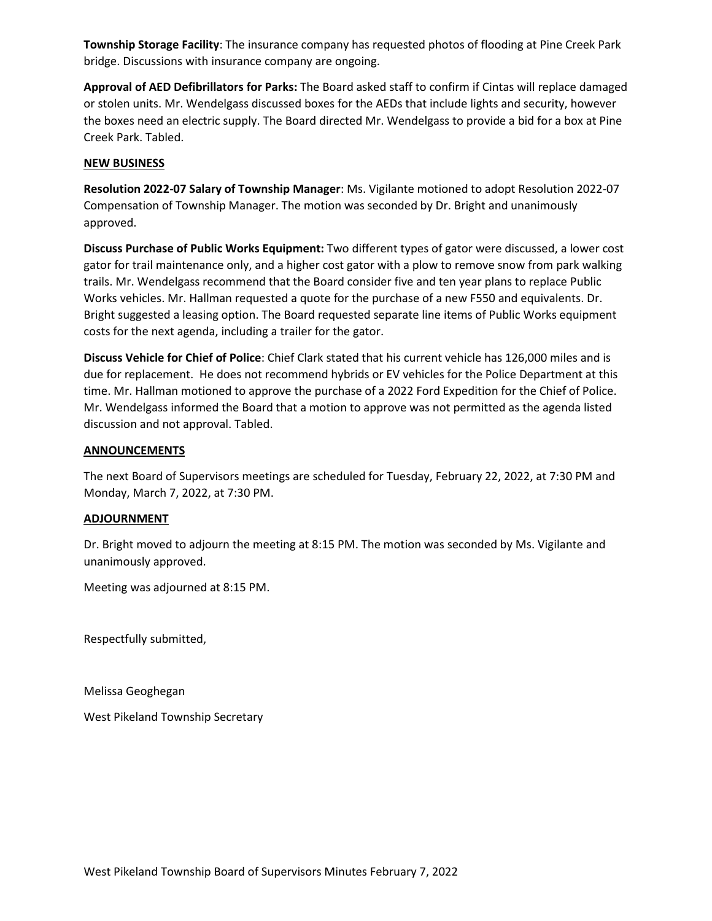**Township Storage Facility**: The insurance company has requested photos of flooding at Pine Creek Park bridge. Discussions with insurance company are ongoing.

**Approval of AED Defibrillators for Parks:** The Board asked staff to confirm if Cintas will replace damaged or stolen units. Mr. Wendelgass discussed boxes for the AEDs that include lights and security, however the boxes need an electric supply. The Board directed Mr. Wendelgass to provide a bid for a box at Pine Creek Park. Tabled.

**NEW BUSINESS**

**Resolution 2022-07 Salary of Township Manager**: Ms. Vigilante motioned to adopt Resolution 2022-07 Compensation of Township Manager. The motion was seconded by Dr. Bright and unanimously approved.

**Discuss Purchase of Public Works Equipment:** Two different types of gator were discussed, a lower cost gator for trail maintenance only, and a higher cost gator with a plow to remove snow from park walking trails. Mr. Wendelgass recommend that the Board consider five and ten year plans to replace Public Works vehicles. Mr. Hallman requested a quote for the purchase of a new F550 and equivalents. Dr. Bright suggested a leasing option. The Board requested separate line items of Public Works equipment costs for the next agenda, including a trailer for the gator.

**Discuss Vehicle for Chief of Police**: Chief Clark stated that his current vehicle has 126,000 miles and is due for replacement. He does not recommend hybrids or EV vehicles for the Police Department at this time. Mr. Hallman motioned to approve the purchase of a 2022 Ford Expedition for the Chief of Police. Mr. Wendelgass informed the Board that a motion to approve was not permitted as the agenda listed discussion and not approval. Tabled.

**ANNOUNCEMENTS**

The next Board of Supervisors meetings are scheduled for Tuesday, February 22, 2022, at 7:30 PM and Monday, March 7, 2022, at 7:30 PM.

**ADJOURNMENT**

Dr. Bright moved to adjourn the meeting at 8:15 PM. The motion was seconded by Ms. Vigilante and unanimously approved.

Meeting was adjourned at 8:15 PM.

Respectfully submitted,

Melissa Geoghegan

West Pikeland Township Secretary